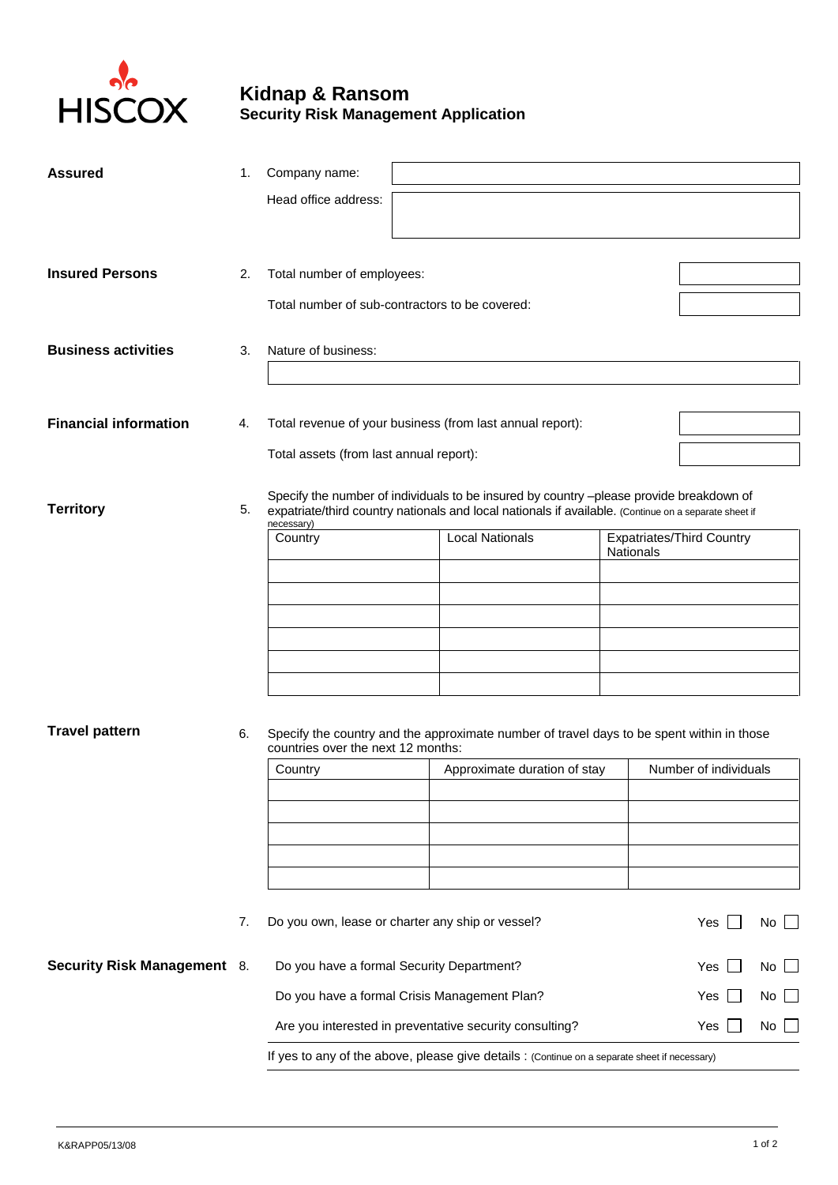HISCOX

# Kidnap & Ransom
## Security Risk Management Application

**Assured**

1. Company name:

   Head office address:

**Insured Persons**

2. Total number of employees:

   Total number of sub-contractors to be covered:

**Business activities**

3. Nature of business:

**Financial information**

4. Total revenue of your business (from last annual report):

   Total assets (from last annual report):

**Territory**

5. Specify the number of individuals to be insured by country –please provide breakdown of expatriate/third country nationals and local nationals if available. (Continue on a separate sheet if necessary)

| Country | Local Nationals | Expatriates/Third Country Nationals |
|---|---|---|
| | | |
| | | |
| | | |
| | | |
| | | |
| | | |

**Travel pattern**

6. Specify the country and the approximate number of travel days to be spent within in those countries over the next 12 months:

| Country | Approximate duration of stay | Number of individuals |
|---|---|---|
| | | |
| | | |
| | | |
| | | |
| | | |

7. Do you own, lease or charter any ship or vessel? Yes ☐ No ☐

**Security Risk Management**

8. Do you have a formal Security Department? Yes ☐ No ☐

   Do you have a formal Crisis Management Plan? Yes ☐ No ☐

   Are you interested in preventative security consulting? Yes ☐ No ☐

   If yes to any of the above, please give details : (Continue on a separate sheet if necessary)

K&RAPP05/13/08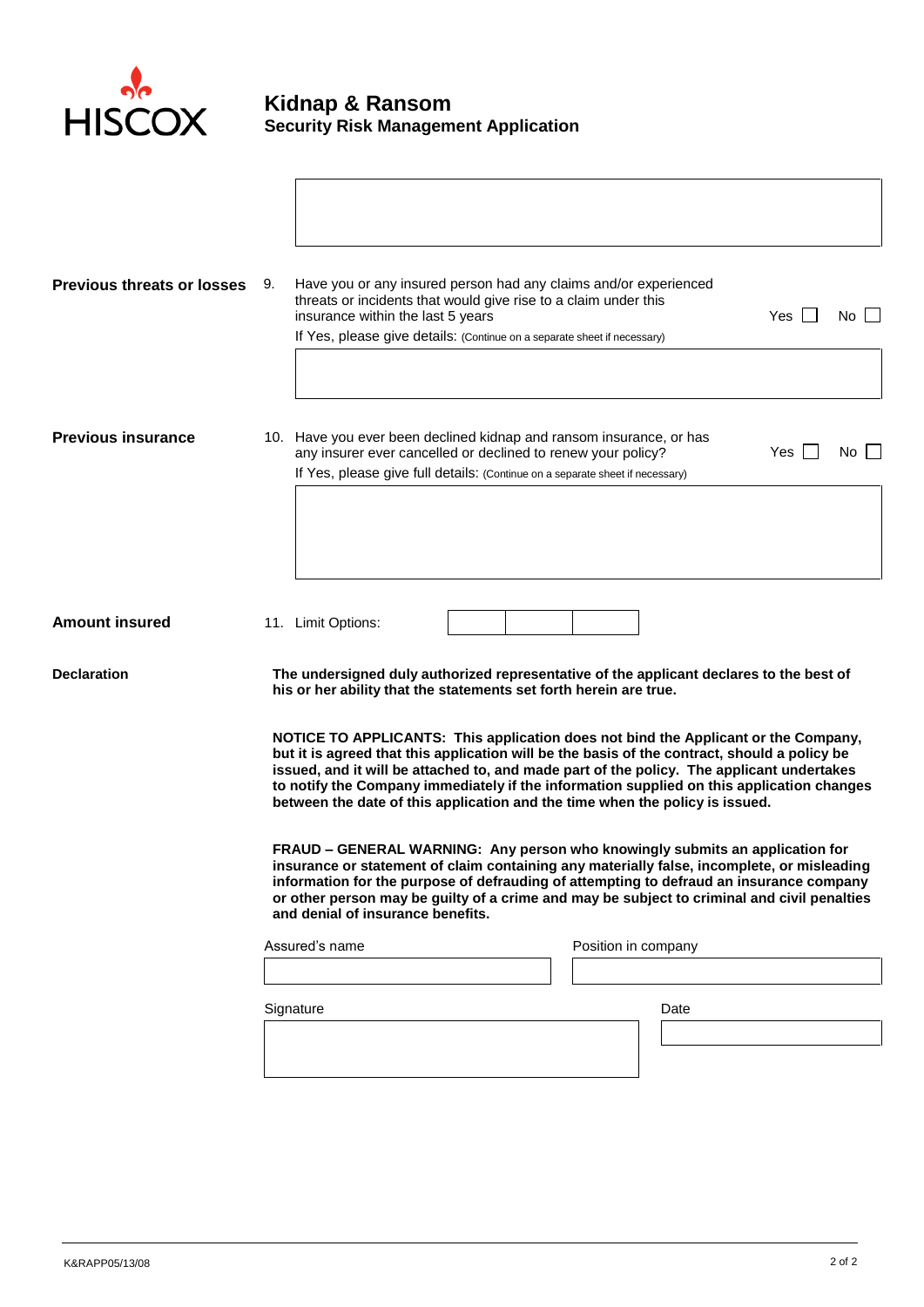# Kidnap & Ransom
## Security Risk Management Application

**Previous threats or losses**

9. Have you or any insured person had any claims and/or experienced threats or incidents that would give rise to a claim under this insurance within the last 5 years — Yes ☐ No ☐

If Yes, please give details: (Continue on a separate sheet if necessary)

**Previous insurance**

10. Have you ever been declined kidnap and ransom insurance, or has any insurer ever cancelled or declined to renew your policy? — Yes ☐ No ☐

If Yes, please give full details: (Continue on a separate sheet if necessary)

**Amount insured**

11. Limit Options:

| | | |
|---|---|---|
| | | |

**Declaration**

**The undersigned duly authorized representative of the applicant declares to the best of his or her ability that the statements set forth herein are true.**

**NOTICE TO APPLICANTS: This application does not bind the Applicant or the Company, but it is agreed that this application will be the basis of the contract, should a policy be issued, and it will be attached to, and made part of the policy. The applicant undertakes to notify the Company immediately if the information supplied on this application changes between the date of this application and the time when the policy is issued.**

**FRAUD – GENERAL WARNING: Any person who knowingly submits an application for insurance or statement of claim containing any materially false, incomplete, or misleading information for the purpose of defrauding of attempting to defraud an insurance company or other person may be guilty of a crime and may be subject to criminal and civil penalties and denial of insurance benefits.**

Assured's name

Position in company

Signature

Date

K&RAPP05/13/08